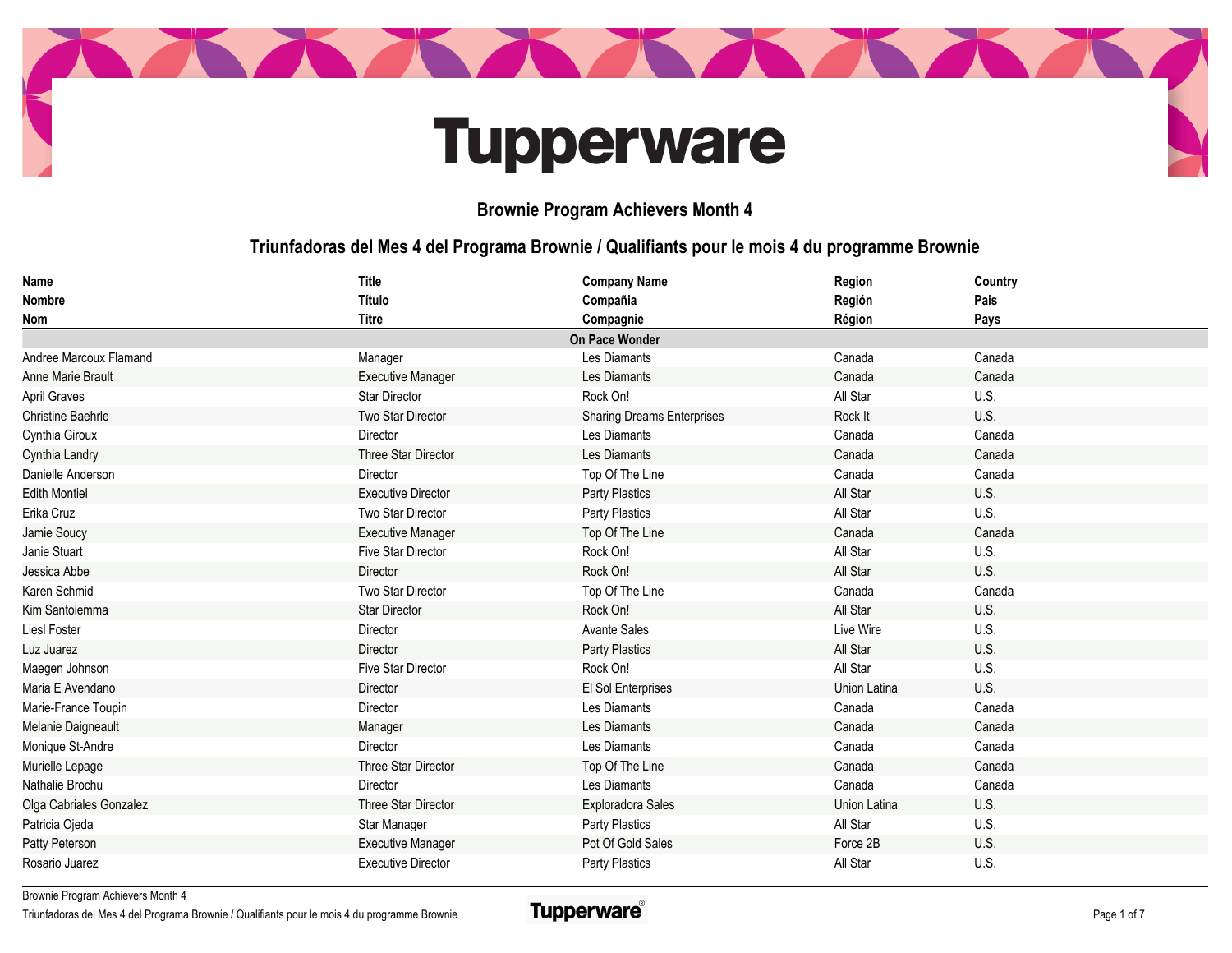# Tupperware

## Brownie Program Achievers Month 4

## Triunfadoras del Mes 4 del Programa Brownie / Qualifiants pour le mois 4 du programme Brownie

| Name<br>Nombre<br>Nom | Title<br>Título<br>Titre | Company Name<br>Compañia<br>Compagnie | Region<br>Región<br>Région | Country<br>Pais<br>Pays |
|---|---|---|---|---|
| | | **On Pace Wonder** | | |
| Andree Marcoux Flamand | Manager | Les Diamants | Canada | Canada |
| Anne Marie Brault | Executive Manager | Les Diamants | Canada | Canada |
| April Graves | Star Director | Rock On! | All Star | U.S. |
| Christine Baehrle | Two Star Director | Sharing Dreams Enterprises | Rock It | U.S. |
| Cynthia Giroux | Director | Les Diamants | Canada | Canada |
| Cynthia Landry | Three Star Director | Les Diamants | Canada | Canada |
| Danielle Anderson | Director | Top Of The Line | Canada | Canada |
| Edith Montiel | Executive Director | Party Plastics | All Star | U.S. |
| Erika Cruz | Two Star Director | Party Plastics | All Star | U.S. |
| Jamie Soucy | Executive Manager | Top Of The Line | Canada | Canada |
| Janie Stuart | Five Star Director | Rock On! | All Star | U.S. |
| Jessica Abbe | Director | Rock On! | All Star | U.S. |
| Karen Schmid | Two Star Director | Top Of The Line | Canada | Canada |
| Kim Santoiemma | Star Director | Rock On! | All Star | U.S. |
| Liesl Foster | Director | Avante Sales | Live Wire | U.S. |
| Luz Juarez | Director | Party Plastics | All Star | U.S. |
| Maegen Johnson | Five Star Director | Rock On! | All Star | U.S. |
| Maria E Avendano | Director | El Sol Enterprises | Union Latina | U.S. |
| Marie-France Toupin | Director | Les Diamants | Canada | Canada |
| Melanie Daigneault | Manager | Les Diamants | Canada | Canada |
| Monique St-Andre | Director | Les Diamants | Canada | Canada |
| Murielle Lepage | Three Star Director | Top Of The Line | Canada | Canada |
| Nathalie Brochu | Director | Les Diamants | Canada | Canada |
| Olga Cabriales Gonzalez | Three Star Director | Exploradora Sales | Union Latina | U.S. |
| Patricia Ojeda | Star Manager | Party Plastics | All Star | U.S. |
| Patty Peterson | Executive Manager | Pot Of Gold Sales | Force 2B | U.S. |
| Rosario Juarez | Executive Director | Party Plastics | All Star | U.S. |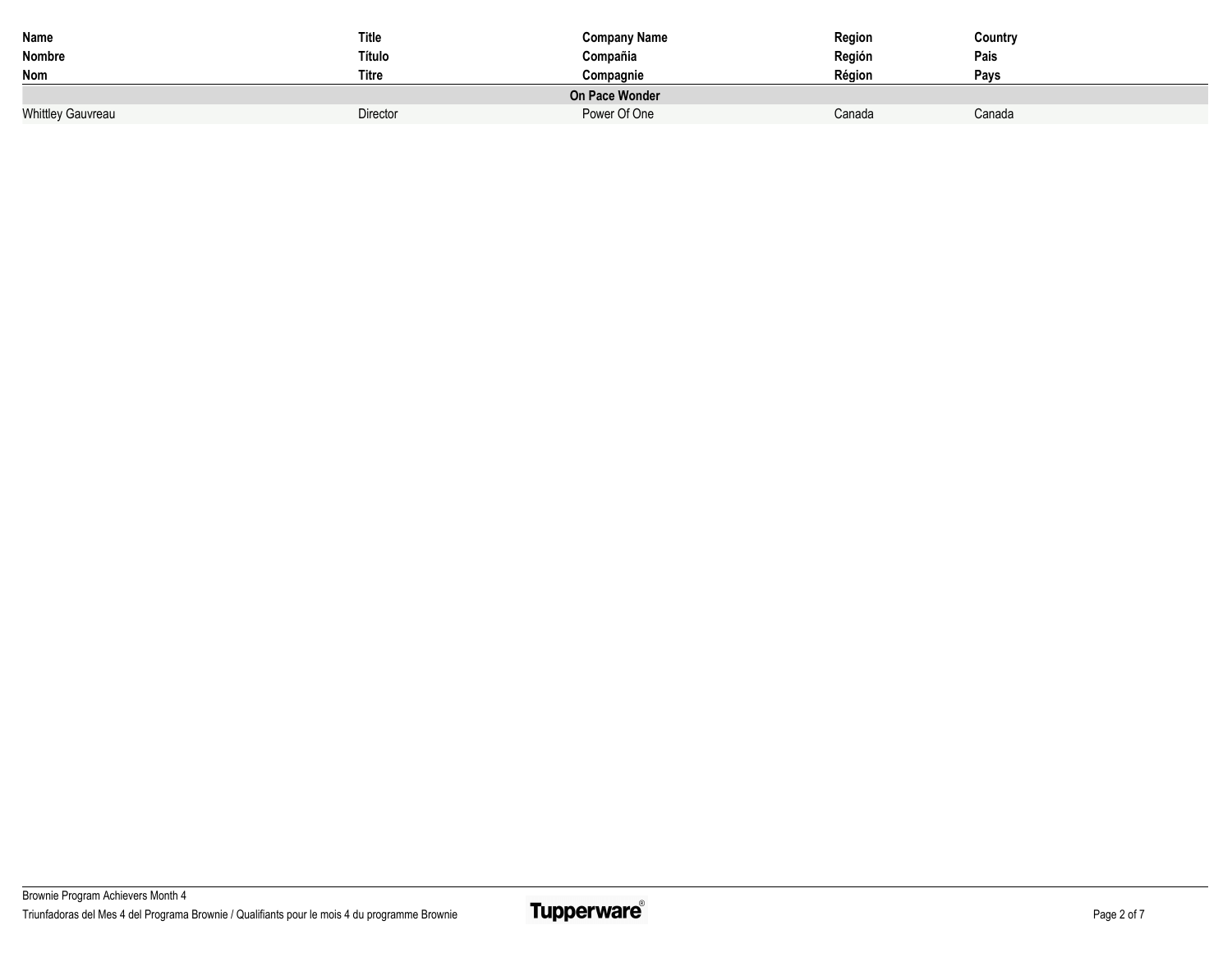| Name<br>Nombre<br>Nom | Title<br>Título<br>Titre | Company Name<br>Compañia<br>Compagnie | Region<br>Región<br>Région | Country<br>Pais<br>Pays |
|---|---|---|---|---|
| | | **On Pace Wonder** | | |
| Whittley Gauvreau | Director | Power Of One | Canada | Canada |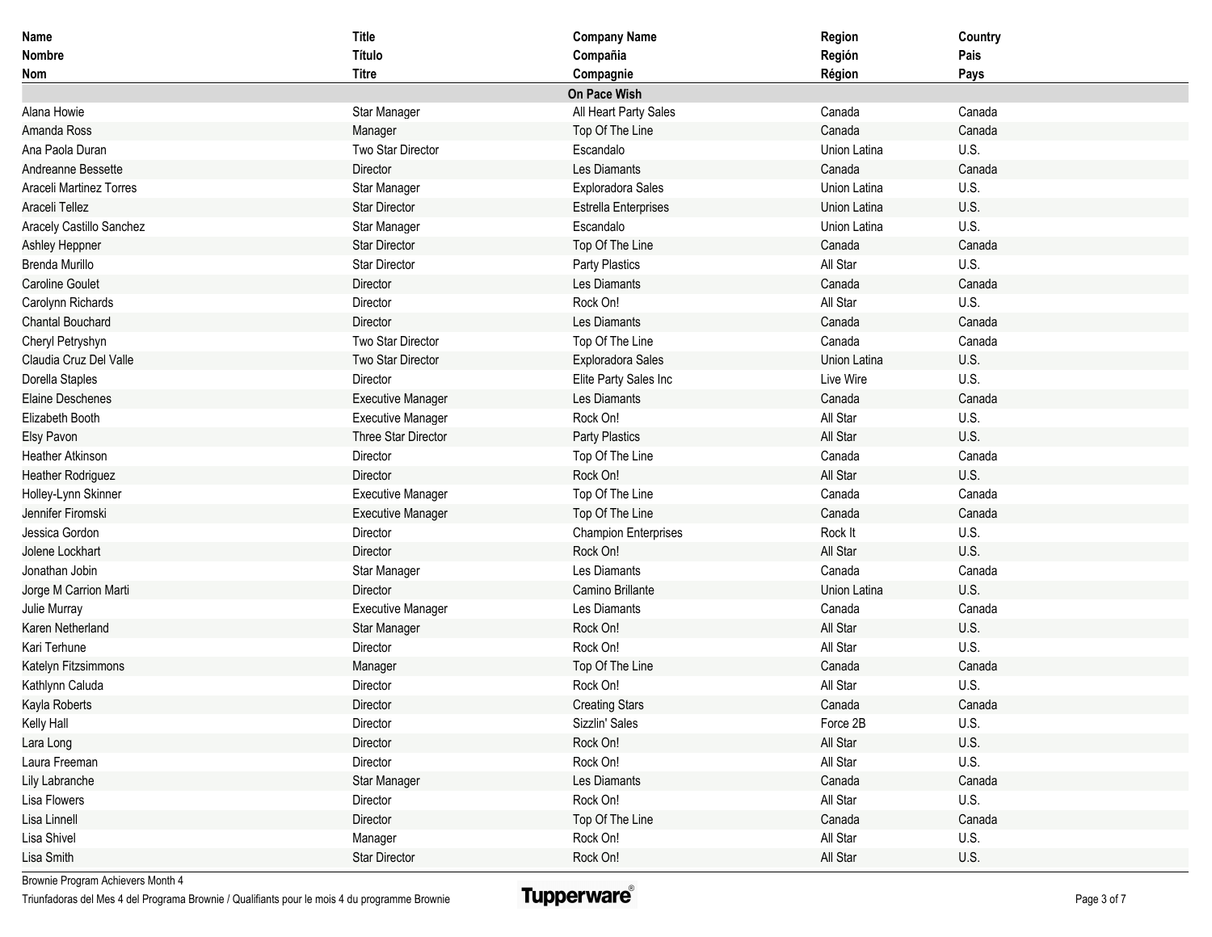| Name<br>Nombre<br>Nom | Title<br>Título<br>Titre | Company Name<br>Compañia<br>Compagnie | Region<br>Región<br>Région | Country<br>Pais<br>Pays |
|---|---|---|---|---|
| | | **On Pace Wish** | | |
| Alana Howie | Star Manager | All Heart Party Sales | Canada | Canada |
| Amanda Ross | Manager | Top Of The Line | Canada | Canada |
| Ana Paola Duran | Two Star Director | Escandalo | Union Latina | U.S. |
| Andreanne Bessette | Director | Les Diamants | Canada | Canada |
| Araceli Martinez Torres | Star Manager | Exploradora Sales | Union Latina | U.S. |
| Araceli Tellez | Star Director | Estrella Enterprises | Union Latina | U.S. |
| Aracely Castillo Sanchez | Star Manager | Escandalo | Union Latina | U.S. |
| Ashley Heppner | Star Director | Top Of The Line | Canada | Canada |
| Brenda Murillo | Star Director | Party Plastics | All Star | U.S. |
| Caroline Goulet | Director | Les Diamants | Canada | Canada |
| Carolynn Richards | Director | Rock On! | All Star | U.S. |
| Chantal Bouchard | Director | Les Diamants | Canada | Canada |
| Cheryl Petryshyn | Two Star Director | Top Of The Line | Canada | Canada |
| Claudia Cruz Del Valle | Two Star Director | Exploradora Sales | Union Latina | U.S. |
| Dorella Staples | Director | Elite Party Sales Inc | Live Wire | U.S. |
| Elaine Deschenes | Executive Manager | Les Diamants | Canada | Canada |
| Elizabeth Booth | Executive Manager | Rock On! | All Star | U.S. |
| Elsy Pavon | Three Star Director | Party Plastics | All Star | U.S. |
| Heather Atkinson | Director | Top Of The Line | Canada | Canada |
| Heather Rodriguez | Director | Rock On! | All Star | U.S. |
| Holley-Lynn Skinner | Executive Manager | Top Of The Line | Canada | Canada |
| Jennifer Firomski | Executive Manager | Top Of The Line | Canada | Canada |
| Jessica Gordon | Director | Champion Enterprises | Rock It | U.S. |
| Jolene Lockhart | Director | Rock On! | All Star | U.S. |
| Jonathan Jobin | Star Manager | Les Diamants | Canada | Canada |
| Jorge M Carrion Marti | Director | Camino Brillante | Union Latina | U.S. |
| Julie Murray | Executive Manager | Les Diamants | Canada | Canada |
| Karen Netherland | Star Manager | Rock On! | All Star | U.S. |
| Kari Terhune | Director | Rock On! | All Star | U.S. |
| Katelyn Fitzsimmons | Manager | Top Of The Line | Canada | Canada |
| Kathlynn Caluda | Director | Rock On! | All Star | U.S. |
| Kayla Roberts | Director | Creating Stars | Canada | Canada |
| Kelly Hall | Director | Sizzlin' Sales | Force 2B | U.S. |
| Lara Long | Director | Rock On! | All Star | U.S. |
| Laura Freeman | Director | Rock On! | All Star | U.S. |
| Lily Labranche | Star Manager | Les Diamants | Canada | Canada |
| Lisa Flowers | Director | Rock On! | All Star | U.S. |
| Lisa Linnell | Director | Top Of The Line | Canada | Canada |
| Lisa Shivel | Manager | Rock On! | All Star | U.S. |
| Lisa Smith | Star Director | Rock On! | All Star | U.S. |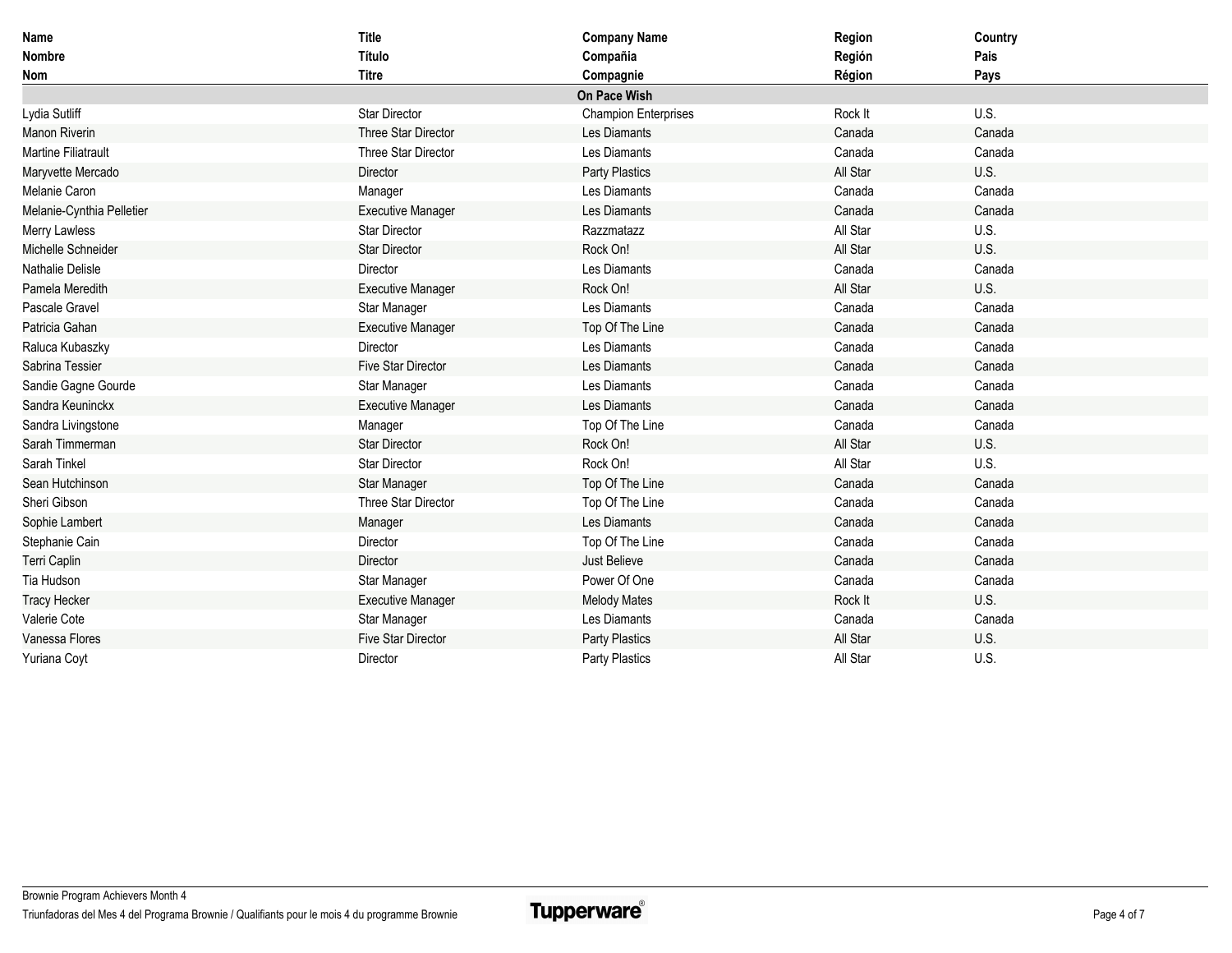| Name<br>Nombre<br>Nom | Title<br>Título<br>Titre | Company Name<br>Compañia<br>Compagnie | Region<br>Región<br>Région | Country<br>Pais<br>Pays |
|---|---|---|---|---|
| | | **On Pace Wish** | | |
| Lydia Sutliff | Star Director | Champion Enterprises | Rock It | U.S. |
| Manon Riverin | Three Star Director | Les Diamants | Canada | Canada |
| Martine Filiatrault | Three Star Director | Les Diamants | Canada | Canada |
| Maryvette Mercado | Director | Party Plastics | All Star | U.S. |
| Melanie Caron | Manager | Les Diamants | Canada | Canada |
| Melanie-Cynthia Pelletier | Executive Manager | Les Diamants | Canada | Canada |
| Merry Lawless | Star Director | Razzmatazz | All Star | U.S. |
| Michelle Schneider | Star Director | Rock On! | All Star | U.S. |
| Nathalie Delisle | Director | Les Diamants | Canada | Canada |
| Pamela Meredith | Executive Manager | Rock On! | All Star | U.S. |
| Pascale Gravel | Star Manager | Les Diamants | Canada | Canada |
| Patricia Gahan | Executive Manager | Top Of The Line | Canada | Canada |
| Raluca Kubaszky | Director | Les Diamants | Canada | Canada |
| Sabrina Tessier | Five Star Director | Les Diamants | Canada | Canada |
| Sandie Gagne Gourde | Star Manager | Les Diamants | Canada | Canada |
| Sandra Keuninckx | Executive Manager | Les Diamants | Canada | Canada |
| Sandra Livingstone | Manager | Top Of The Line | Canada | Canada |
| Sarah Timmerman | Star Director | Rock On! | All Star | U.S. |
| Sarah Tinkel | Star Director | Rock On! | All Star | U.S. |
| Sean Hutchinson | Star Manager | Top Of The Line | Canada | Canada |
| Sheri Gibson | Three Star Director | Top Of The Line | Canada | Canada |
| Sophie Lambert | Manager | Les Diamants | Canada | Canada |
| Stephanie Cain | Director | Top Of The Line | Canada | Canada |
| Terri Caplin | Director | Just Believe | Canada | Canada |
| Tia Hudson | Star Manager | Power Of One | Canada | Canada |
| Tracy Hecker | Executive Manager | Melody Mates | Rock It | U.S. |
| Valerie Cote | Star Manager | Les Diamants | Canada | Canada |
| Vanessa Flores | Five Star Director | Party Plastics | All Star | U.S. |
| Yuriana Coyt | Director | Party Plastics | All Star | U.S. |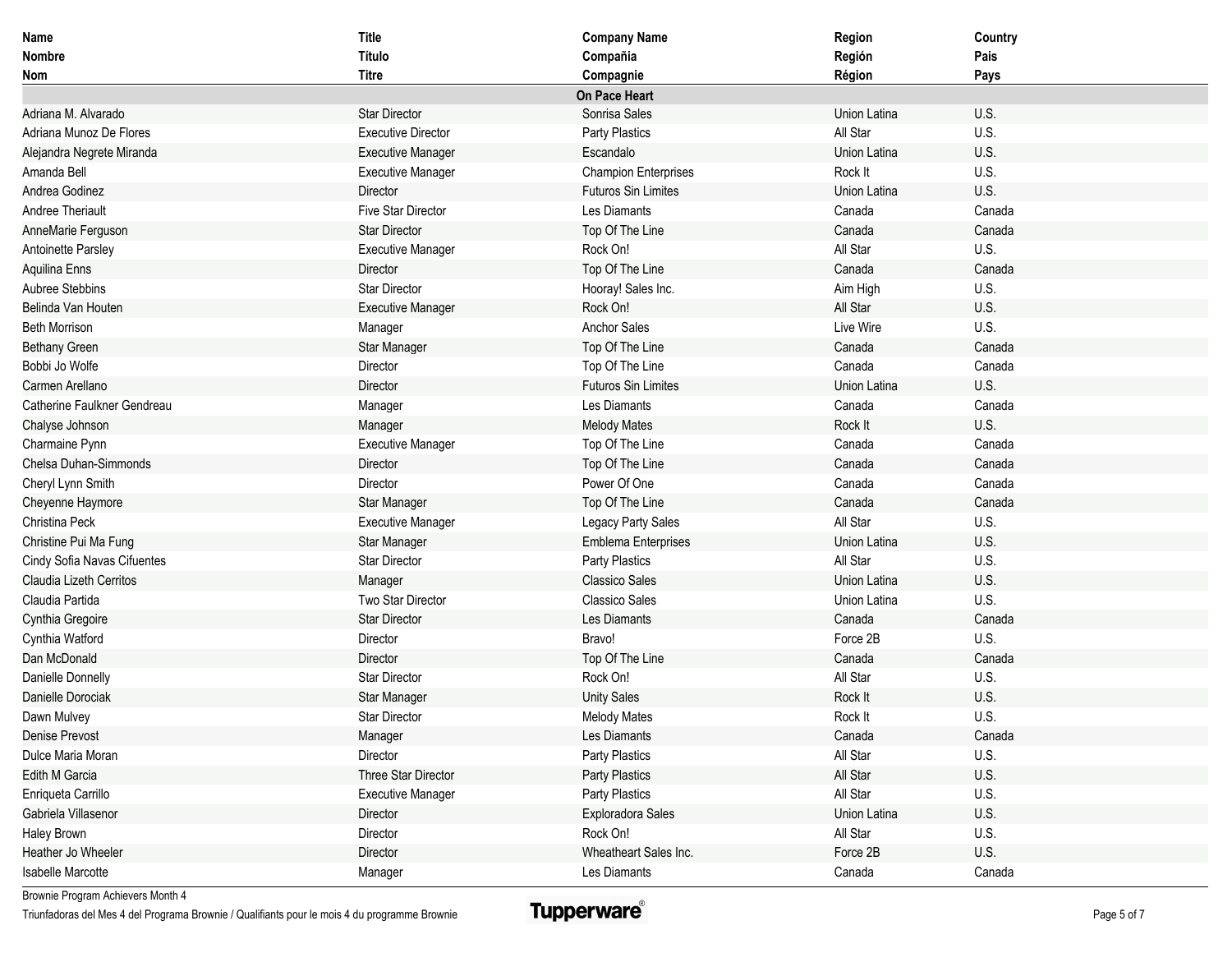| Name<br>Nombre<br>Nom | Title<br>Título<br>Titre | Company Name<br>Compañia<br>Compagnie | Region<br>Región<br>Région | Country<br>Pais<br>Pays |
|---|---|---|---|---|
| | | **On Pace Heart** | | |
| Adriana M. Alvarado | Star Director | Sonrisa Sales | Union Latina | U.S. |
| Adriana Munoz De Flores | Executive Director | Party Plastics | All Star | U.S. |
| Alejandra Negrete Miranda | Executive Manager | Escandalo | Union Latina | U.S. |
| Amanda Bell | Executive Manager | Champion Enterprises | Rock It | U.S. |
| Andrea Godinez | Director | Futuros Sin Limites | Union Latina | U.S. |
| Andree Theriault | Five Star Director | Les Diamants | Canada | Canada |
| AnneMarie Ferguson | Star Director | Top Of The Line | Canada | Canada |
| Antoinette Parsley | Executive Manager | Rock On! | All Star | U.S. |
| Aquilina Enns | Director | Top Of The Line | Canada | Canada |
| Aubree Stebbins | Star Director | Hooray! Sales Inc. | Aim High | U.S. |
| Belinda Van Houten | Executive Manager | Rock On! | All Star | U.S. |
| Beth Morrison | Manager | Anchor Sales | Live Wire | U.S. |
| Bethany Green | Star Manager | Top Of The Line | Canada | Canada |
| Bobbi Jo Wolfe | Director | Top Of The Line | Canada | Canada |
| Carmen Arellano | Director | Futuros Sin Limites | Union Latina | U.S. |
| Catherine Faulkner Gendreau | Manager | Les Diamants | Canada | Canada |
| Chalyse Johnson | Manager | Melody Mates | Rock It | U.S. |
| Charmaine Pynn | Executive Manager | Top Of The Line | Canada | Canada |
| Chelsa Duhan-Simmonds | Director | Top Of The Line | Canada | Canada |
| Cheryl Lynn Smith | Director | Power Of One | Canada | Canada |
| Cheyenne Haymore | Star Manager | Top Of The Line | Canada | Canada |
| Christina Peck | Executive Manager | Legacy Party Sales | All Star | U.S. |
| Christine Pui Ma Fung | Star Manager | Emblema Enterprises | Union Latina | U.S. |
| Cindy Sofia Navas Cifuentes | Star Director | Party Plastics | All Star | U.S. |
| Claudia Lizeth Cerritos | Manager | Classico Sales | Union Latina | U.S. |
| Claudia Partida | Two Star Director | Classico Sales | Union Latina | U.S. |
| Cynthia Gregoire | Star Director | Les Diamants | Canada | Canada |
| Cynthia Watford | Director | Bravo! | Force 2B | U.S. |
| Dan McDonald | Director | Top Of The Line | Canada | Canada |
| Danielle Donnelly | Star Director | Rock On! | All Star | U.S. |
| Danielle Dorociak | Star Manager | Unity Sales | Rock It | U.S. |
| Dawn Mulvey | Star Director | Melody Mates | Rock It | U.S. |
| Denise Prevost | Manager | Les Diamants | Canada | Canada |
| Dulce Maria Moran | Director | Party Plastics | All Star | U.S. |
| Edith M Garcia | Three Star Director | Party Plastics | All Star | U.S. |
| Enriqueta Carrillo | Executive Manager | Party Plastics | All Star | U.S. |
| Gabriela Villasenor | Director | Exploradora Sales | Union Latina | U.S. |
| Haley Brown | Director | Rock On! | All Star | U.S. |
| Heather Jo Wheeler | Director | Wheatheart Sales Inc. | Force 2B | U.S. |
| Isabelle Marcotte | Manager | Les Diamants | Canada | Canada |

Brownie Program Achievers Month 4
Triunfadoras del Mes 4 del Programa Brownie / Qualifiants pour le mois 4 du programme Brownie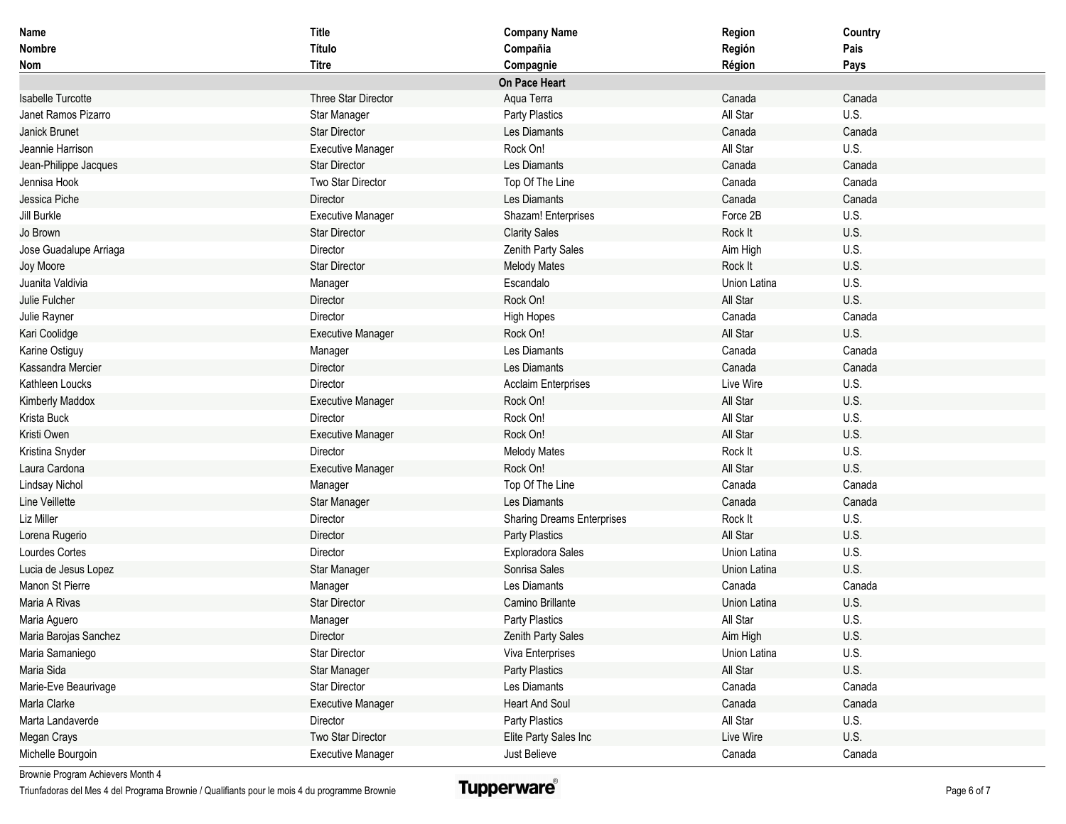| Name<br>Nombre<br>Nom | Title<br>Título<br>Titre | Company Name<br>Compañia<br>Compagnie | Region<br>Región<br>Région | Country<br>Pais<br>Pays |
|---|---|---|---|---|
| | | **On Pace Heart** | | |
| Isabelle Turcotte | Three Star Director | Aqua Terra | Canada | Canada |
| Janet Ramos Pizarro | Star Manager | Party Plastics | All Star | U.S. |
| Janick Brunet | Star Director | Les Diamants | Canada | Canada |
| Jeannie Harrison | Executive Manager | Rock On! | All Star | U.S. |
| Jean-Philippe Jacques | Star Director | Les Diamants | Canada | Canada |
| Jennisa Hook | Two Star Director | Top Of The Line | Canada | Canada |
| Jessica Piche | Director | Les Diamants | Canada | Canada |
| Jill Burkle | Executive Manager | Shazam! Enterprises | Force 2B | U.S. |
| Jo Brown | Star Director | Clarity Sales | Rock It | U.S. |
| Jose Guadalupe Arriaga | Director | Zenith Party Sales | Aim High | U.S. |
| Joy Moore | Star Director | Melody Mates | Rock It | U.S. |
| Juanita Valdivia | Manager | Escandalo | Union Latina | U.S. |
| Julie Fulcher | Director | Rock On! | All Star | U.S. |
| Julie Rayner | Director | High Hopes | Canada | Canada |
| Kari Coolidge | Executive Manager | Rock On! | All Star | U.S. |
| Karine Ostiguy | Manager | Les Diamants | Canada | Canada |
| Kassandra Mercier | Director | Les Diamants | Canada | Canada |
| Kathleen Loucks | Director | Acclaim Enterprises | Live Wire | U.S. |
| Kimberly Maddox | Executive Manager | Rock On! | All Star | U.S. |
| Krista Buck | Director | Rock On! | All Star | U.S. |
| Kristi Owen | Executive Manager | Rock On! | All Star | U.S. |
| Kristina Snyder | Director | Melody Mates | Rock It | U.S. |
| Laura Cardona | Executive Manager | Rock On! | All Star | U.S. |
| Lindsay Nichol | Manager | Top Of The Line | Canada | Canada |
| Line Veillette | Star Manager | Les Diamants | Canada | Canada |
| Liz Miller | Director | Sharing Dreams Enterprises | Rock It | U.S. |
| Lorena Rugerio | Director | Party Plastics | All Star | U.S. |
| Lourdes Cortes | Director | Exploradora Sales | Union Latina | U.S. |
| Lucia de Jesus Lopez | Star Manager | Sonrisa Sales | Union Latina | U.S. |
| Manon St Pierre | Manager | Les Diamants | Canada | Canada |
| Maria A Rivas | Star Director | Camino Brillante | Union Latina | U.S. |
| Maria Aguero | Manager | Party Plastics | All Star | U.S. |
| Maria Barojas Sanchez | Director | Zenith Party Sales | Aim High | U.S. |
| Maria Samaniego | Star Director | Viva Enterprises | Union Latina | U.S. |
| Maria Sida | Star Manager | Party Plastics | All Star | U.S. |
| Marie-Eve Beaurivage | Star Director | Les Diamants | Canada | Canada |
| Marla Clarke | Executive Manager | Heart And Soul | Canada | Canada |
| Marta Landaverde | Director | Party Plastics | All Star | U.S. |
| Megan Crays | Two Star Director | Elite Party Sales Inc | Live Wire | U.S. |
| Michelle Bourgoin | Executive Manager | Just Believe | Canada | Canada |

Brownie Program Achievers Month 4

Triunfadoras del Mes 4 del Programa Brownie / Qualifiants pour le mois 4 du programme Brownie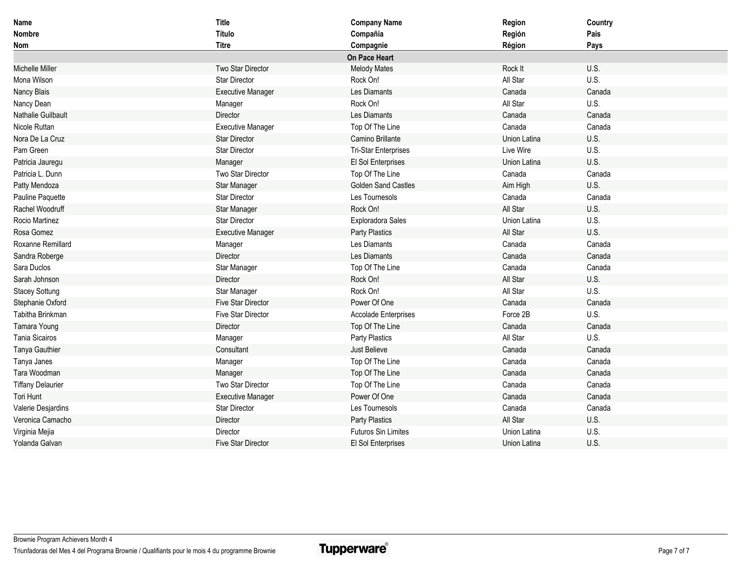| Name<br>Nombre<br>Nom | Title<br>Título<br>Titre | Company Name<br>Compañia<br>Compagnie | Region<br>Región<br>Région | Country<br>Pais<br>Pays |
|---|---|---|---|---|
| | | **On Pace Heart** | | |
| Michelle Miller | Two Star Director | Melody Mates | Rock It | U.S. |
| Mona Wilson | Star Director | Rock On! | All Star | U.S. |
| Nancy Blais | Executive Manager | Les Diamants | Canada | Canada |
| Nancy Dean | Manager | Rock On! | All Star | U.S. |
| Nathalie Guilbault | Director | Les Diamants | Canada | Canada |
| Nicole Ruttan | Executive Manager | Top Of The Line | Canada | Canada |
| Nora De La Cruz | Star Director | Camino Brillante | Union Latina | U.S. |
| Pam Green | Star Director | Tri-Star Enterprises | Live Wire | U.S. |
| Patricia Jauregu | Manager | El Sol Enterprises | Union Latina | U.S. |
| Patricia L. Dunn | Two Star Director | Top Of The Line | Canada | Canada |
| Patty Mendoza | Star Manager | Golden Sand Castles | Aim High | U.S. |
| Pauline Paquette | Star Director | Les Tournesols | Canada | Canada |
| Rachel Woodruff | Star Manager | Rock On! | All Star | U.S. |
| Rocio Martinez | Star Director | Exploradora Sales | Union Latina | U.S. |
| Rosa Gomez | Executive Manager | Party Plastics | All Star | U.S. |
| Roxanne Remillard | Manager | Les Diamants | Canada | Canada |
| Sandra Roberge | Director | Les Diamants | Canada | Canada |
| Sara Duclos | Star Manager | Top Of The Line | Canada | Canada |
| Sarah Johnson | Director | Rock On! | All Star | U.S. |
| Stacey Sottung | Star Manager | Rock On! | All Star | U.S. |
| Stephanie Oxford | Five Star Director | Power Of One | Canada | Canada |
| Tabitha Brinkman | Five Star Director | Accolade Enterprises | Force 2B | U.S. |
| Tamara Young | Director | Top Of The Line | Canada | Canada |
| Tania Sicairos | Manager | Party Plastics | All Star | U.S. |
| Tanya Gauthier | Consultant | Just Believe | Canada | Canada |
| Tanya Janes | Manager | Top Of The Line | Canada | Canada |
| Tara Woodman | Manager | Top Of The Line | Canada | Canada |
| Tiffany Delaurier | Two Star Director | Top Of The Line | Canada | Canada |
| Tori Hunt | Executive Manager | Power Of One | Canada | Canada |
| Valerie Desjardins | Star Director | Les Tournesols | Canada | Canada |
| Veronica Camacho | Director | Party Plastics | All Star | U.S. |
| Virginia Mejia | Director | Futuros Sin Limites | Union Latina | U.S. |
| Yolanda Galvan | Five Star Director | El Sol Enterprises | Union Latina | U.S. |

Brownie Program Achievers Month 4
Triunfadoras del Mes 4 del Programa Brownie / Qualifiants pour le mois 4 du programme Brownie

Tupperware®